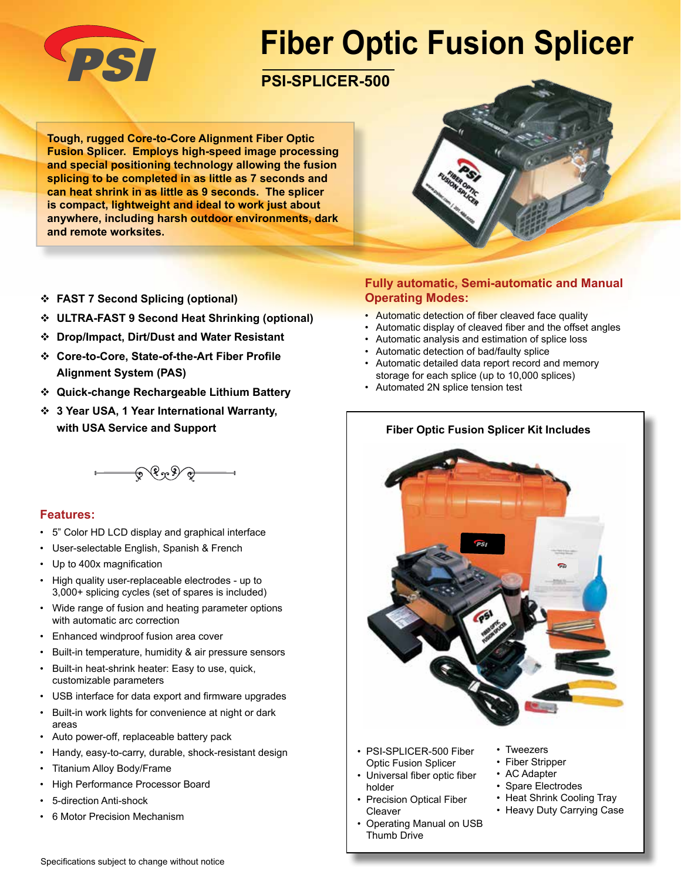# Fiber Optic Fusion Splicer

## PSI-SPLICER-500

**Tough, rugged Core-to-Core Alignment Fiber Optic Fusion Splicer. Employs high-speed image processing and special positioning technology allowing the fusion splicing to be completed in as little as 7 seconds and can heat shrink in as little as 9 seconds. The splicer is compact, lightweight and ideal to work just about anywhere, including harsh outdoor environments, dark and remote worksites.**

- **FAST 7 Second Splicing (optional)**
- **ULTRA-FAST 9 Second Heat Shrinking (optional)**
- **Drop/Impact, Dirt/Dust and Water Resistant**
- **Core-to-Core, State-of-the-Art Fiber Profile Alignment System (PAS)**
- **Quick-change Rechargeable Lithium Battery**
- **3 Year USA, 1 Year International Warranty, with USA Service and Support**

### Features:

- 5" Color HD LCD display and graphical interface
- User-selectable English, Spanish & French
- Up to 400x magnification
- High quality user-replaceable electrodes - up to 3,000+ splicing cycles (set of spares is included)
- Wide range of fusion and heating parameter options with automatic arc correction
- Enhanced windproof fusion area cover
- Built-in temperature, humidity & air pressure sensors
- Built-in heat-shrink heater: Easy to use, quick, customizable parameters
- USB interface for data export and firmware upgrades
- Built-in work lights for convenience at night or dark areas
- Auto power-off, replaceable battery pack
- Handy, easy-to-carry, durable, shock-resistant design
- Titanium Alloy Body/Frame
- High Performance Processor Board
- 5-direction Anti-shock
- 6 Motor Precision Mechanism

### Fully automatic, Semi-automatic and Manual Operating Modes:

- Automatic detection of fiber cleaved face quality
- Automatic display of cleaved fiber and the offset angles
- Automatic analysis and estimation of splice loss
- Automatic detection of bad/faulty splice
- Automatic detailed data report record and memory storage for each splice (up to 10,000 splices)
- Automated 2N splice tension test

### Fiber Optic Fusion Splicer Kit Includes

- PSI-SPLICER-500 Fiber Optic Fusion Splicer
- Universal fiber optic fiber holder
- Precision Optical Fiber Cleaver
- Operating Manual on USB Thumb Drive
- Tweezers
- Fiber Stripper
- AC Adapter
- Spare Electrodes
- Heat Shrink Cooling Tray
- Heavy Duty Carrying Case

Specifications subject to change without notice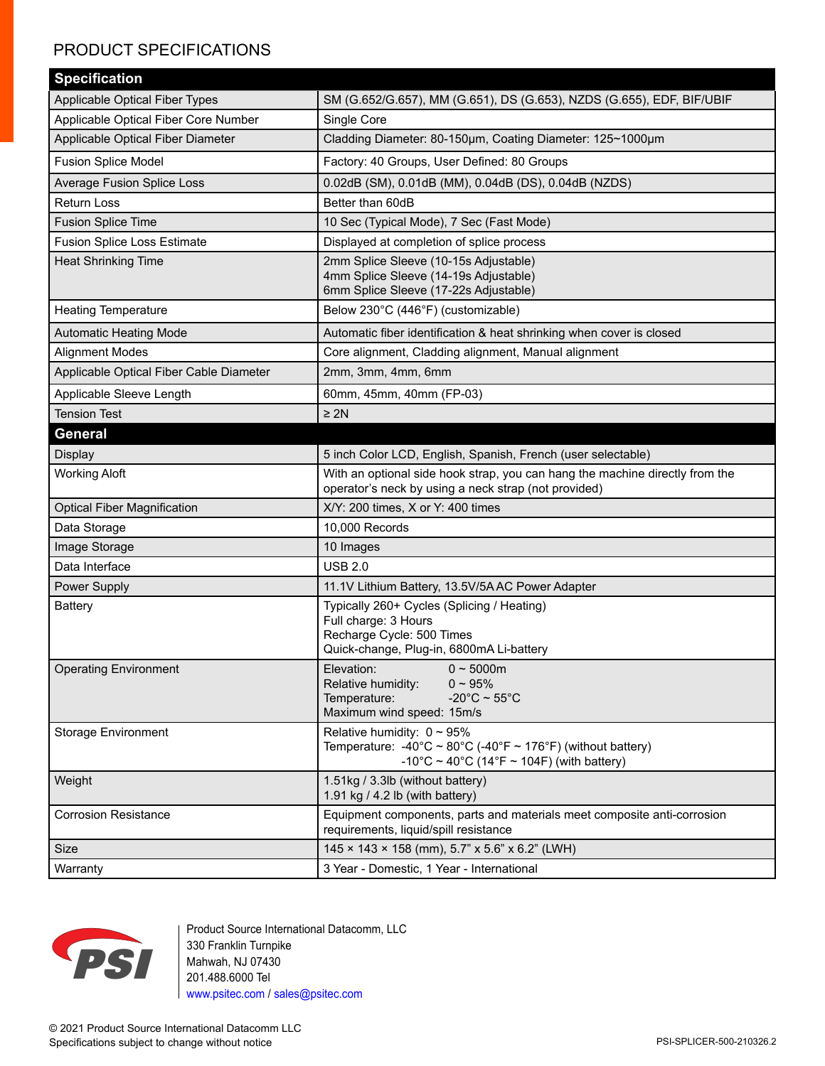PRODUCT SPECIFICATIONS

| Specification | |
|---|---|
| Applicable Optical Fiber Types | SM (G.652/G.657), MM (G.651), DS (G.653), NZDS (G.655), EDF, BIF/UBIF |
| Applicable Optical Fiber Core Number | Single Core |
| Applicable Optical Fiber Diameter | Cladding Diameter: 80-150μm, Coating Diameter: 125~1000μm |
| Fusion Splice Model | Factory: 40 Groups, User Defined: 80 Groups |
| Average Fusion Splice Loss | 0.02dB (SM), 0.01dB (MM), 0.04dB (DS), 0.04dB (NZDS) |
| Return Loss | Better than 60dB |
| Fusion Splice Time | 10 Sec (Typical Mode), 7 Sec (Fast Mode) |
| Fusion Splice Loss Estimate | Displayed at completion of splice process |
| Heat Shrinking Time | 2mm Splice Sleeve (10-15s Adjustable)<br>4mm Splice Sleeve (14-19s Adjustable)<br>6mm Splice Sleeve (17-22s Adjustable) |
| Heating Temperature | Below 230°C (446°F) (customizable) |
| Automatic Heating Mode | Automatic fiber identification & heat shrinking when cover is closed |
| Alignment Modes | Core alignment, Cladding alignment, Manual alignment |
| Applicable Optical Fiber Cable Diameter | 2mm, 3mm, 4mm, 6mm |
| Applicable Sleeve Length | 60mm, 45mm, 40mm (FP-03) |
| Tension Test | ≥ 2N |
| **General** | |
| Display | 5 inch Color LCD, English, Spanish, French (user selectable) |
| Working Aloft | With an optional side hook strap, you can hang the machine directly from the operator's neck by using a neck strap (not provided) |
| Optical Fiber Magnification | X/Y: 200 times, X or Y: 400 times |
| Data Storage | 10,000 Records |
| Image Storage | 10 Images |
| Data Interface | USB 2.0 |
| Power Supply | 11.1V Lithium Battery, 13.5V/5A AC Power Adapter |
| Battery | Typically 260+ Cycles (Splicing / Heating)<br>Full charge: 3 Hours<br>Recharge Cycle: 500 Times<br>Quick-change, Plug-in, 6800mA Li-battery |
| Operating Environment | Elevation: 0 ~ 5000m<br>Relative humidity: 0 ~ 95%<br>Temperature: -20°C ~ 55°C<br>Maximum wind speed: 15m/s |
| Storage Environment | Relative humidity: 0 ~ 95%<br>Temperature: -40°C ~ 80°C (-40°F ~ 176°F) (without battery)<br>-10°C ~ 40°C (14°F ~ 104F) (with battery) |
| Weight | 1.51kg / 3.3lb (without battery)<br>1.91 kg / 4.2 lb (with battery) |
| Corrosion Resistance | Equipment components, parts and materials meet composite anti-corrosion requirements, liquid/spill resistance |
| Size | 145 × 143 × 158 (mm), 5.7" x 5.6" x 6.2" (LWH) |
| Warranty | 3 Year - Domestic, 1 Year - International |

PSI

Product Source International Datacomm, LLC
330 Franklin Turnpike
Mahwah, NJ 07430
201.488.6000 Tel
www.psitec.com / sales@psitec.com

© 2021 Product Source International Datacomm LLC
Specifications subject to change without notice

PSI-SPLICER-500-210326.2